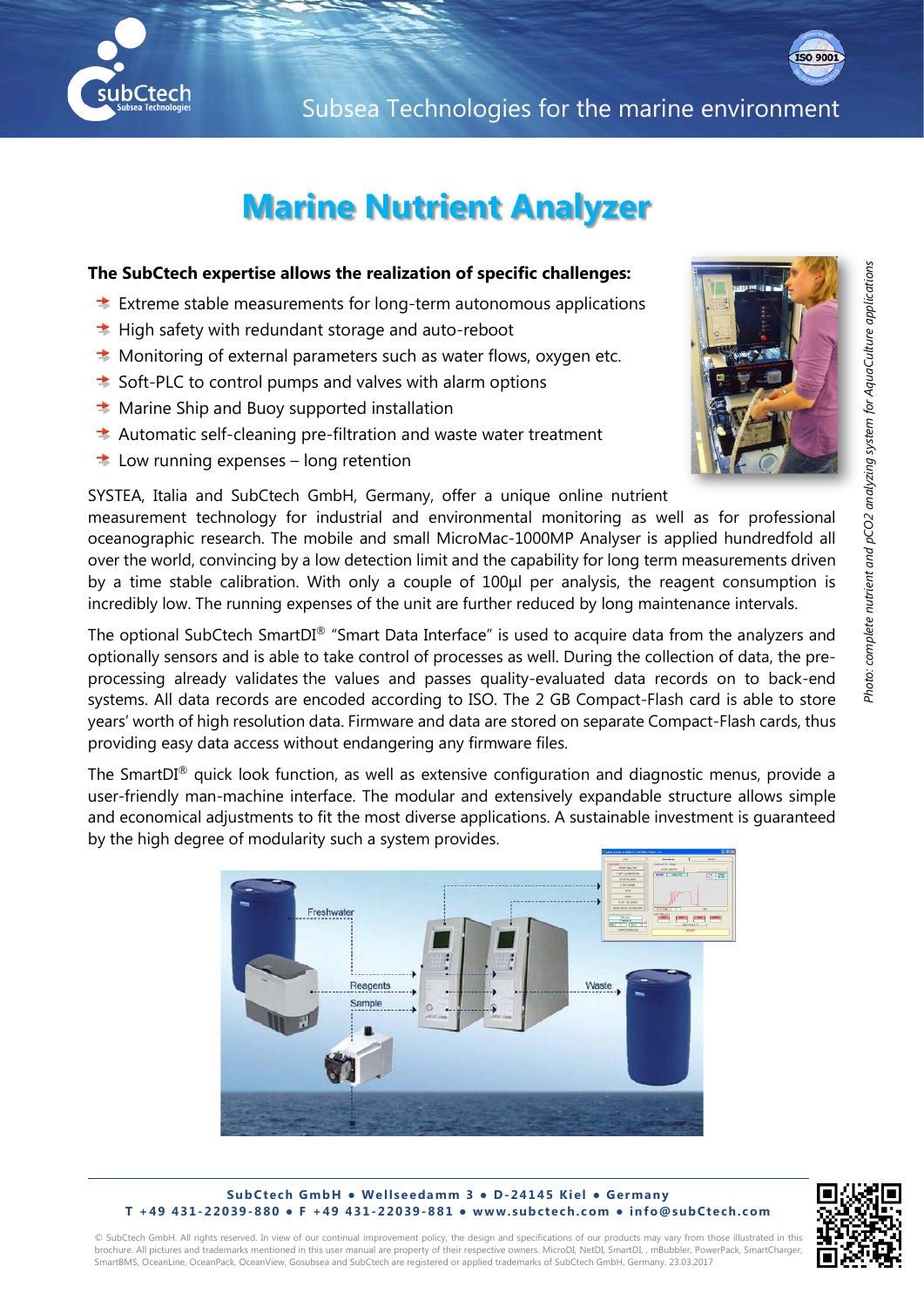# Marine Nutrient Analyzer

**The SubCtech expertise allows the realization of specific challenges:**

- Extreme stable measurements for long-term autonomous applications
- High safety with redundant storage and auto-reboot
- Monitoring of external parameters such as water flows, oxygen etc.
- Soft-PLC to control pumps and valves with alarm options
- Marine Ship and Buoy supported installation
- Automatic self-cleaning pre-filtration and waste water treatment
- Low running expenses – long retention

*Photo: complete nutrient and pCO2 analyzing system for AquaCulture applications*

SYSTEA, Italia and SubCtech GmbH, Germany, offer a unique online nutrient measurement technology for industrial and environmental monitoring as well as for professional oceanographic research. The mobile and small MicroMac-1000MP Analyser is applied hundredfold all over the world, convincing by a low detection limit and the capability for long term measurements driven by a time stable calibration. With only a couple of 100µl per analysis, the reagent consumption is incredibly low. The running expenses of the unit are further reduced by long maintenance intervals.

The optional SubCtech SmartDI® "Smart Data Interface" is used to acquire data from the analyzers and optionally sensors and is able to take control of processes as well. During the collection of data, the pre-processing already validates the values and passes quality-evaluated data records on to back-end systems. All data records are encoded according to ISO. The 2 GB Compact-Flash card is able to store years' worth of high resolution data. Firmware and data are stored on separate Compact-Flash cards, thus providing easy data access without endangering any firmware files.

The SmartDI® quick look function, as well as extensive configuration and diagnostic menus, provide a user-friendly man-machine interface. The modular and extensively expandable structure allows simple and economical adjustments to fit the most diverse applications. A sustainable investment is guaranteed by the high degree of modularity such a system provides.

Freshwater
Reagents
Sample
Waste

**SubCtech GmbH • Wellseedamm 3 • D-24145 Kiel • Germany**
**T +49 431-22039-880 • F +49 431-22039-881 • www.subctech.com • info@subCtech.com**

© SubCtech GmbH. All rights reserved. In view of our continual improvement policy, the design and specifications of our products may vary from those illustrated in this brochure. All pictures and trademarks mentioned in this user manual are property of their respective owners. MicroDI, NetDI, SmartDI, , mBubbler, PowerPack, SmartCharger, SmartBMS, OceanLine, OceanPack, OceanView, Gosubsea and SubCtech are registered or applied trademarks of SubCtech GmbH, Germany. 23.03.2017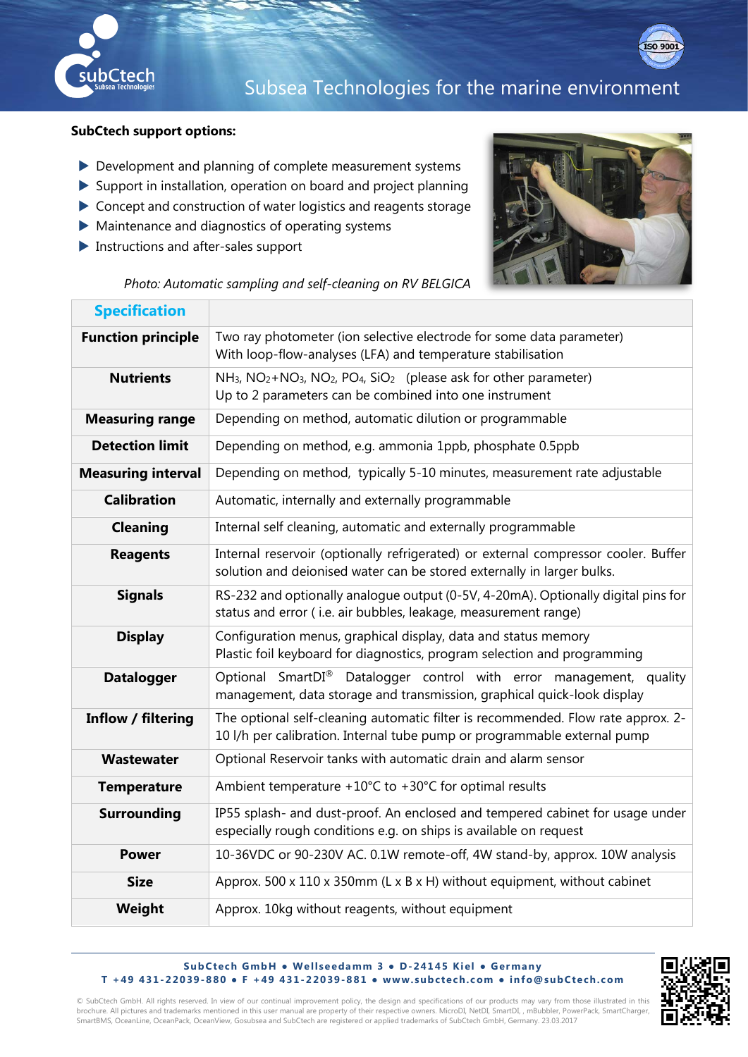**SubCtech support options:**

- Development and planning of complete measurement systems
- Support in installation, operation on board and project planning
- Concept and construction of water logistics and reagents storage
- Maintenance and diagnostics of operating systems
- Instructions and after-sales support

*Photo: Automatic sampling and self-cleaning on RV BELGICA*

| Specification | |
|---|---|
| **Function principle** | Two ray photometer (ion selective electrode for some data parameter) With loop-flow-analyses (LFA) and temperature stabilisation |
| **Nutrients** | $NH_3$, $NO_2$+$NO_3$, $NO_2$, $PO_4$, $SiO_2$ (please ask for other parameter) Up to 2 parameters can be combined into one instrument |
| **Measuring range** | Depending on method, automatic dilution or programmable |
| **Detection limit** | Depending on method, e.g. ammonia 1ppb, phosphate 0.5ppb |
| **Measuring interval** | Depending on method, typically 5-10 minutes, measurement rate adjustable |
| **Calibration** | Automatic, internally and externally programmable |
| **Cleaning** | Internal self cleaning, automatic and externally programmable |
| **Reagents** | Internal reservoir (optionally refrigerated) or external compressor cooler. Buffer solution and deionised water can be stored externally in larger bulks. |
| **Signals** | RS-232 and optionally analogue output (0-5V, 4-20mA). Optionally digital pins for status and error ( i.e. air bubbles, leakage, measurement range) |
| **Display** | Configuration menus, graphical display, data and status memory Plastic foil keyboard for diagnostics, program selection and programming |
| **Datalogger** | Optional SmartDI® Datalogger control with error management, quality management, data storage and transmission, graphical quick-look display |
| **Inflow / filtering** | The optional self-cleaning automatic filter is recommended. Flow rate approx. 2-10 l/h per calibration. Internal tube pump or programmable external pump |
| **Wastewater** | Optional Reservoir tanks with automatic drain and alarm sensor |
| **Temperature** | Ambient temperature +10°C to +30°C for optimal results |
| **Surrounding** | IP55 splash- and dust-proof. An enclosed and tempered cabinet for usage under especially rough conditions e.g. on ships is available on request |
| **Power** | 10-36VDC or 90-230V AC. 0.1W remote-off, 4W stand-by, approx. 10W analysis |
| **Size** | Approx. 500 x 110 x 350mm (L x B x H) without equipment, without cabinet |
| **Weight** | Approx. 10kg without reagents, without equipment |

**SubCtech GmbH • Wellseedamm 3 • D-24145 Kiel • Germany**
**T +49 431-22039-880 • F +49 431-22039-881 • www.subctech.com • info@subCtech.com**

© SubCtech GmbH. All rights reserved. In view of our continual improvement policy, the design and specifications of our products may vary from those illustrated in this brochure. All pictures and trademarks mentioned in this user manual are property of their respective owners. MicroDI, NetDI, SmartDI, , mBubbler, PowerPack, SmartCharger, SmartBMS, OceanLine, OceanPack, OceanView, Gosubsea and SubCtech are registered or applied trademarks of SubCtech GmbH, Germany. 23.03.2017